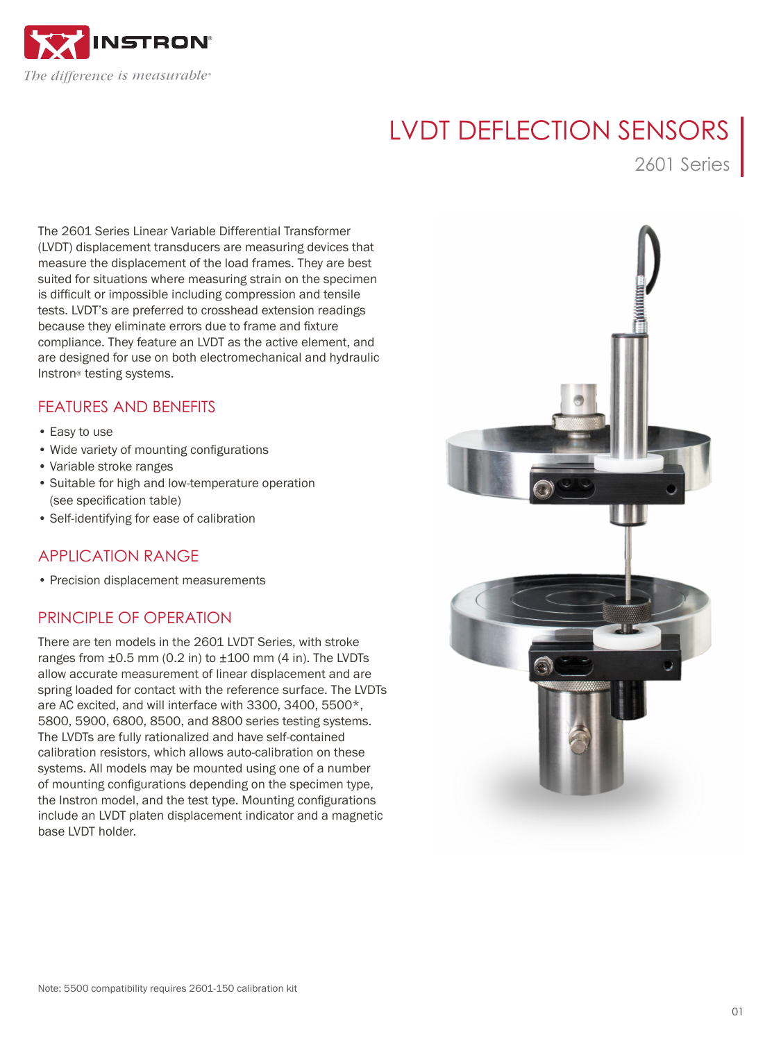# LVDT DEFLECTION SENSORS

## 2601 Series

The 2601 Series Linear Variable Differential Transformer (LVDT) displacement transducers are measuring devices that measure the displacement of the load frames. They are best suited for situations where measuring strain on the specimen is difficult or impossible including compression and tensile tests. LVDT's are preferred to crosshead extension readings because they eliminate errors due to frame and fixture compliance. They feature an LVDT as the active element, and are designed for use on both electromechanical and hydraulic Instron® testing systems.

### FEATURES AND BENEFITS

- Easy to use
- Wide variety of mounting configurations
- Variable stroke ranges
- Suitable for high and low-temperature operation (see specification table)
- Self-identifying for ease of calibration

### APPLICATION RANGE

- Precision displacement measurements

### PRINCIPLE OF OPERATION

There are ten models in the 2601 LVDT Series, with stroke ranges from ±0.5 mm (0.2 in) to ±100 mm (4 in). The LVDTs allow accurate measurement of linear displacement and are spring loaded for contact with the reference surface. The LVDTs are AC excited, and will interface with 3300, 3400, 5500*, 5800, 5900, 6800, 8500, and 8800 series testing systems. The LVDTs are fully rationalized and have self-contained calibration resistors, which allows auto-calibration on these systems. All models may be mounted using one of a number of mounting configurations depending on the specimen type, the Instron model, and the test type. Mounting configurations include an LVDT platen displacement indicator and a magnetic base LVDT holder.

Note: 5500 compatibility requires 2601-150 calibration kit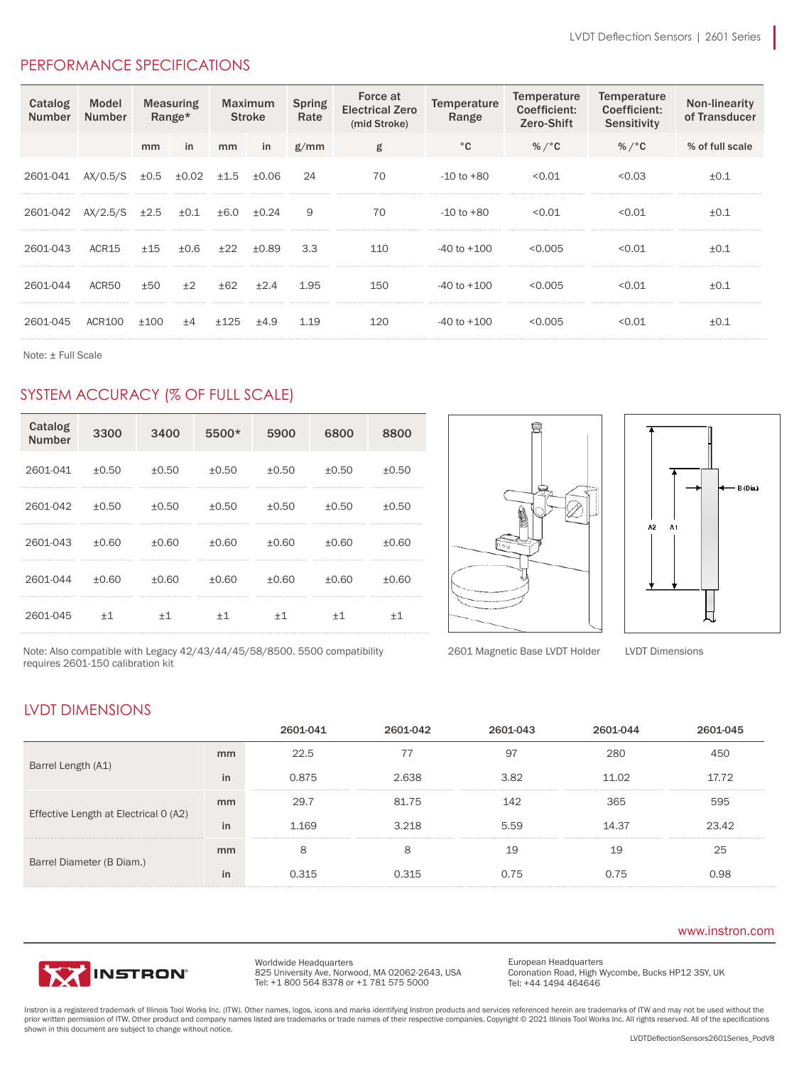## PERFORMANCE SPECIFICATIONS

| Catalog Number | Model Number | Measuring Range* | | Maximum Stroke | | Spring Rate | Force at Electrical Zero (mid Stroke) | Temperature Range | Temperature Coefficient: Zero-Shift | Temperature Coefficient: Sensitivity | Non-linearity of Transducer |
|---|---|---|---|---|---|---|---|---|---|---|---|
| | | mm | in | mm | in | g/mm | g | °C | % /°C | % /°C | % of full scale |
| 2601-041 | AX/0.5/S | ±0.5 | ±0.02 | ±1.5 | ±0.06 | 24 | 70 | -10 to +80 | <0.01 | <0.03 | ±0.1 |
| 2601-042 | AX/2.5/S | ±2.5 | ±0.1 | ±6.0 | ±0.24 | 9 | 70 | -10 to +80 | <0.01 | <0.01 | ±0.1 |
| 2601-043 | ACR15 | ±15 | ±0.6 | ±22 | ±0.89 | 3.3 | 110 | -40 to +100 | <0.005 | <0.01 | ±0.1 |
| 2601-044 | ACR50 | ±50 | ±2 | ±62 | ±2.4 | 1.95 | 150 | -40 to +100 | <0.005 | <0.01 | ±0.1 |
| 2601-045 | ACR100 | ±100 | ±4 | ±125 | ±4.9 | 1.19 | 120 | -40 to +100 | <0.005 | <0.01 | ±0.1 |

Note: ± Full Scale

## SYSTEM ACCURACY (% OF FULL SCALE)

| Catalog Number | 3300 | 3400 | 5500* | 5900 | 6800 | 8800 |
|---|---|---|---|---|---|---|
| 2601-041 | ±0.50 | ±0.50 | ±0.50 | ±0.50 | ±0.50 | ±0.50 |
| 2601-042 | ±0.50 | ±0.50 | ±0.50 | ±0.50 | ±0.50 | ±0.50 |
| 2601-043 | ±0.60 | ±0.60 | ±0.60 | ±0.60 | ±0.60 | ±0.60 |
| 2601-044 | ±0.60 | ±0.60 | ±0.60 | ±0.60 | ±0.60 | ±0.60 |
| 2601-045 | ±1 | ±1 | ±1 | ±1 | ±1 | ±1 |

Note: Also compatible with Legacy 42/43/44/45/58/8500. 5500 compatibility requires 2601-150 calibration kit

2601 Magnetic Base LVDT Holder

B (Dia)
A2
A1

LVDT Dimensions

## LVDT DIMENSIONS

| | | 2601-041 | 2601-042 | 2601-043 | 2601-044 | 2601-045 |
|---|---|---|---|---|---|---|
| Barrel Length (A1) | mm | 22.5 | 77 | 97 | 280 | 450 |
| | in | 0.875 | 2.638 | 3.82 | 11.02 | 17.72 |
| Effective Length at Electrical 0 (A2) | mm | 29.7 | 81.75 | 142 | 365 | 595 |
| | in | 1.169 | 3.218 | 5.59 | 14.37 | 23.42 |
| Barrel Diameter (B Diam.) | mm | 8 | 8 | 19 | 19 | 25 |
| | in | 0.315 | 0.315 | 0.75 | 0.75 | 0.98 |

www.instron.com

INSTRON®

Worldwide Headquarters
825 University Ave, Norwood, MA 02062-2643, USA
Tel: +1 800 564 8378 or +1 781 575 5000

European Headquarters
Coronation Road, High Wycombe, Bucks HP12 3SY, UK
Tel: +44 1494 464646

Instron is a registered trademark of Illinois Tool Works Inc. (ITW). Other names, logos, icons and marks identifying Instron products and services referenced herein are trademarks of ITW and may not be used without the prior written permission of ITW. Other product and company names listed are trademarks or trade names of their respective companies. Copyright © 2021 Illinois Tool Works Inc. All rights reserved. All of the specifications shown in this document are subject to change without notice.

LVDTDeflectionSensors2601Series_PodV8